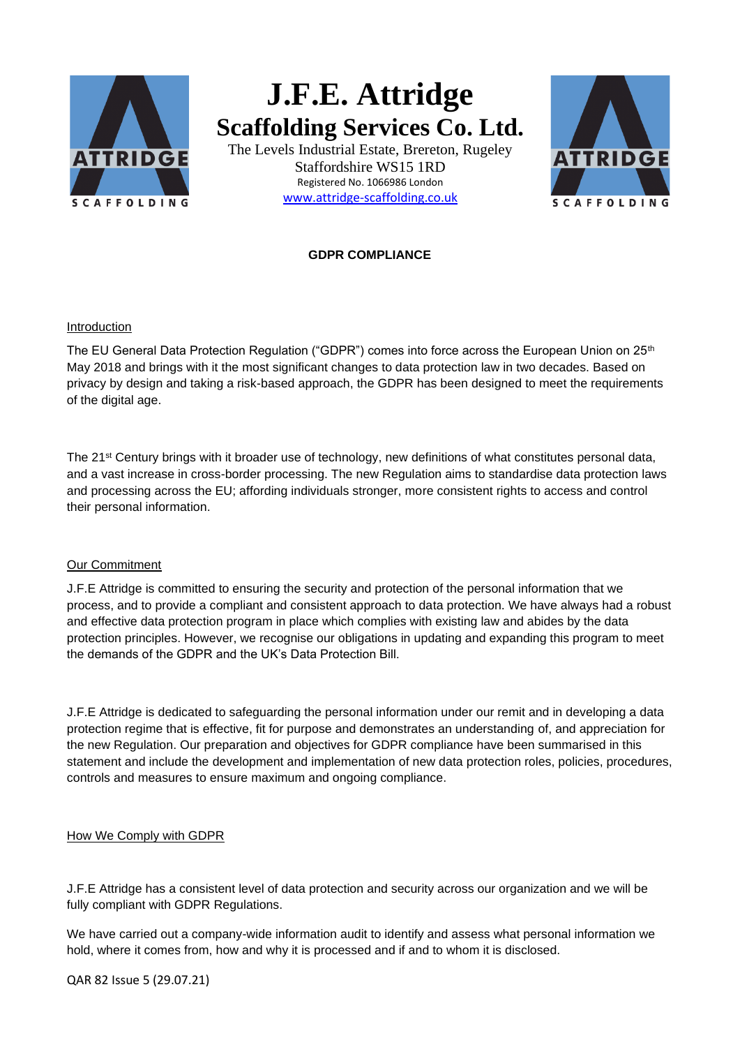# J.F.E. Attridge

## Scaffolding Services Co. Ltd.

The Levels Industrial Estate, Brereton, Rugeley
Staffordshire WS15 1RD
Registered No. 1066986 London
[www.attridge-scaffolding.co.uk](http://www.attridge-scaffolding.co.uk)

**GDPR COMPLIANCE**

### Introduction

The EU General Data Protection Regulation ("GDPR") comes into force across the European Union on 25th May 2018 and brings with it the most significant changes to data protection law in two decades. Based on privacy by design and taking a risk-based approach, the GDPR has been designed to meet the requirements of the digital age.

The 21st Century brings with it broader use of technology, new definitions of what constitutes personal data, and a vast increase in cross-border processing. The new Regulation aims to standardise data protection laws and processing across the EU; affording individuals stronger, more consistent rights to access and control their personal information.

### Our Commitment

J.F.E Attridge is committed to ensuring the security and protection of the personal information that we process, and to provide a compliant and consistent approach to data protection. We have always had a robust and effective data protection program in place which complies with existing law and abides by the data protection principles. However, we recognise our obligations in updating and expanding this program to meet the demands of the GDPR and the UK's Data Protection Bill.

J.F.E Attridge is dedicated to safeguarding the personal information under our remit and in developing a data protection regime that is effective, fit for purpose and demonstrates an understanding of, and appreciation for the new Regulation. Our preparation and objectives for GDPR compliance have been summarised in this statement and include the development and implementation of new data protection roles, policies, procedures, controls and measures to ensure maximum and ongoing compliance.

### How We Comply with GDPR

J.F.E Attridge has a consistent level of data protection and security across our organization and we will be fully compliant with GDPR Regulations.

We have carried out a company-wide information audit to identify and assess what personal information we hold, where it comes from, how and why it is processed and if and to whom it is disclosed.

QAR 82 Issue 5 (29.07.21)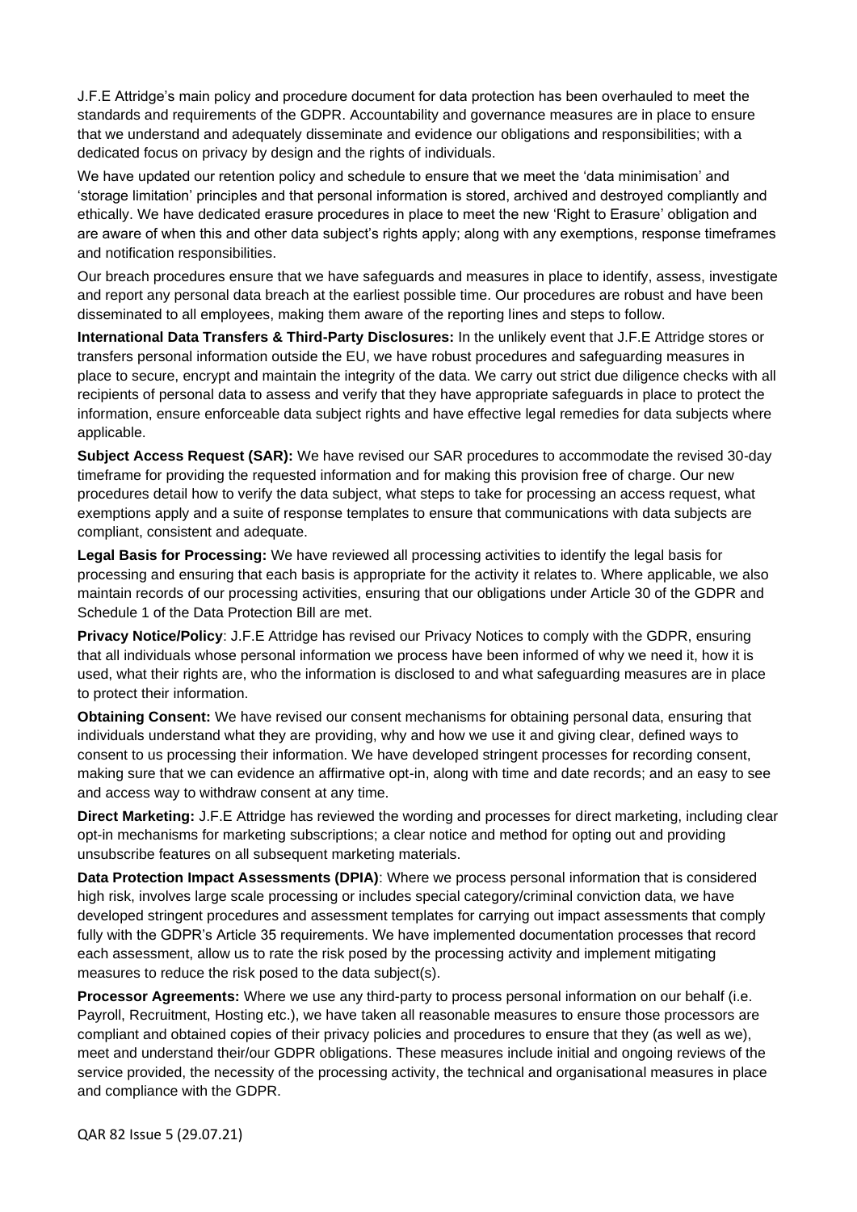J.F.E Attridge's main policy and procedure document for data protection has been overhauled to meet the standards and requirements of the GDPR. Accountability and governance measures are in place to ensure that we understand and adequately disseminate and evidence our obligations and responsibilities; with a dedicated focus on privacy by design and the rights of individuals.

We have updated our retention policy and schedule to ensure that we meet the 'data minimisation' and 'storage limitation' principles and that personal information is stored, archived and destroyed compliantly and ethically. We have dedicated erasure procedures in place to meet the new 'Right to Erasure' obligation and are aware of when this and other data subject's rights apply; along with any exemptions, response timeframes and notification responsibilities.

Our breach procedures ensure that we have safeguards and measures in place to identify, assess, investigate and report any personal data breach at the earliest possible time. Our procedures are robust and have been disseminated to all employees, making them aware of the reporting lines and steps to follow.

**International Data Transfers & Third-Party Disclosures:** In the unlikely event that J.F.E Attridge stores or transfers personal information outside the EU, we have robust procedures and safeguarding measures in place to secure, encrypt and maintain the integrity of the data. We carry out strict due diligence checks with all recipients of personal data to assess and verify that they have appropriate safeguards in place to protect the information, ensure enforceable data subject rights and have effective legal remedies for data subjects where applicable.

**Subject Access Request (SAR):** We have revised our SAR procedures to accommodate the revised 30-day timeframe for providing the requested information and for making this provision free of charge. Our new procedures detail how to verify the data subject, what steps to take for processing an access request, what exemptions apply and a suite of response templates to ensure that communications with data subjects are compliant, consistent and adequate.

**Legal Basis for Processing:** We have reviewed all processing activities to identify the legal basis for processing and ensuring that each basis is appropriate for the activity it relates to. Where applicable, we also maintain records of our processing activities, ensuring that our obligations under Article 30 of the GDPR and Schedule 1 of the Data Protection Bill are met.

**Privacy Notice/Policy**: J.F.E Attridge has revised our Privacy Notices to comply with the GDPR, ensuring that all individuals whose personal information we process have been informed of why we need it, how it is used, what their rights are, who the information is disclosed to and what safeguarding measures are in place to protect their information.

**Obtaining Consent:** We have revised our consent mechanisms for obtaining personal data, ensuring that individuals understand what they are providing, why and how we use it and giving clear, defined ways to consent to us processing their information. We have developed stringent processes for recording consent, making sure that we can evidence an affirmative opt-in, along with time and date records; and an easy to see and access way to withdraw consent at any time.

**Direct Marketing:** J.F.E Attridge has reviewed the wording and processes for direct marketing, including clear opt-in mechanisms for marketing subscriptions; a clear notice and method for opting out and providing unsubscribe features on all subsequent marketing materials.

**Data Protection Impact Assessments (DPIA)**: Where we process personal information that is considered high risk, involves large scale processing or includes special category/criminal conviction data, we have developed stringent procedures and assessment templates for carrying out impact assessments that comply fully with the GDPR's Article 35 requirements. We have implemented documentation processes that record each assessment, allow us to rate the risk posed by the processing activity and implement mitigating measures to reduce the risk posed to the data subject(s).

**Processor Agreements:** Where we use any third-party to process personal information on our behalf (i.e. Payroll, Recruitment, Hosting etc.), we have taken all reasonable measures to ensure those processors are compliant and obtained copies of their privacy policies and procedures to ensure that they (as well as we), meet and understand their/our GDPR obligations. These measures include initial and ongoing reviews of the service provided, the necessity of the processing activity, the technical and organisational measures in place and compliance with the GDPR.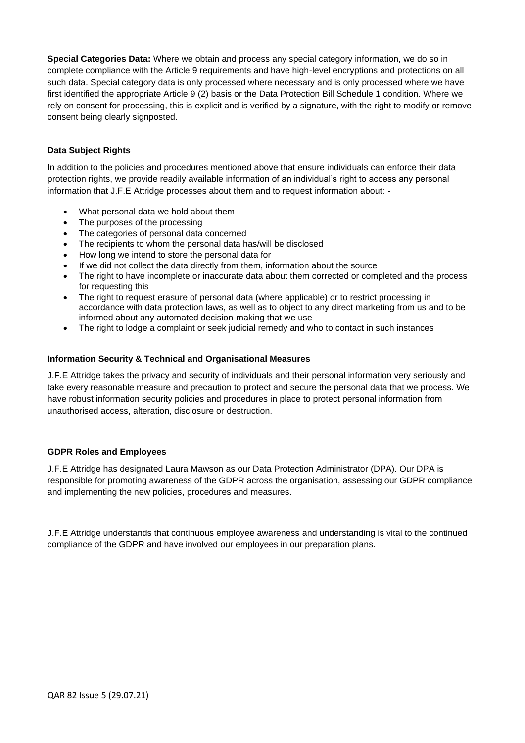**Special Categories Data:** Where we obtain and process any special category information, we do so in complete compliance with the Article 9 requirements and have high-level encryptions and protections on all such data. Special category data is only processed where necessary and is only processed where we have first identified the appropriate Article 9 (2) basis or the Data Protection Bill Schedule 1 condition. Where we rely on consent for processing, this is explicit and is verified by a signature, with the right to modify or remove consent being clearly signposted.

**Data Subject Rights**

In addition to the policies and procedures mentioned above that ensure individuals can enforce their data protection rights, we provide readily available information of an individual's right to access any personal information that J.F.E Attridge processes about them and to request information about: -

- What personal data we hold about them
- The purposes of the processing
- The categories of personal data concerned
- The recipients to whom the personal data has/will be disclosed
- How long we intend to store the personal data for
- If we did not collect the data directly from them, information about the source
- The right to have incomplete or inaccurate data about them corrected or completed and the process for requesting this
- The right to request erasure of personal data (where applicable) or to restrict processing in accordance with data protection laws, as well as to object to any direct marketing from us and to be informed about any automated decision-making that we use
- The right to lodge a complaint or seek judicial remedy and who to contact in such instances

**Information Security & Technical and Organisational Measures**

J.F.E Attridge takes the privacy and security of individuals and their personal information very seriously and take every reasonable measure and precaution to protect and secure the personal data that we process. We have robust information security policies and procedures in place to protect personal information from unauthorised access, alteration, disclosure or destruction.

**GDPR Roles and Employees**

J.F.E Attridge has designated Laura Mawson as our Data Protection Administrator (DPA). Our DPA is responsible for promoting awareness of the GDPR across the organisation, assessing our GDPR compliance and implementing the new policies, procedures and measures.

J.F.E Attridge understands that continuous employee awareness and understanding is vital to the continued compliance of the GDPR and have involved our employees in our preparation plans.